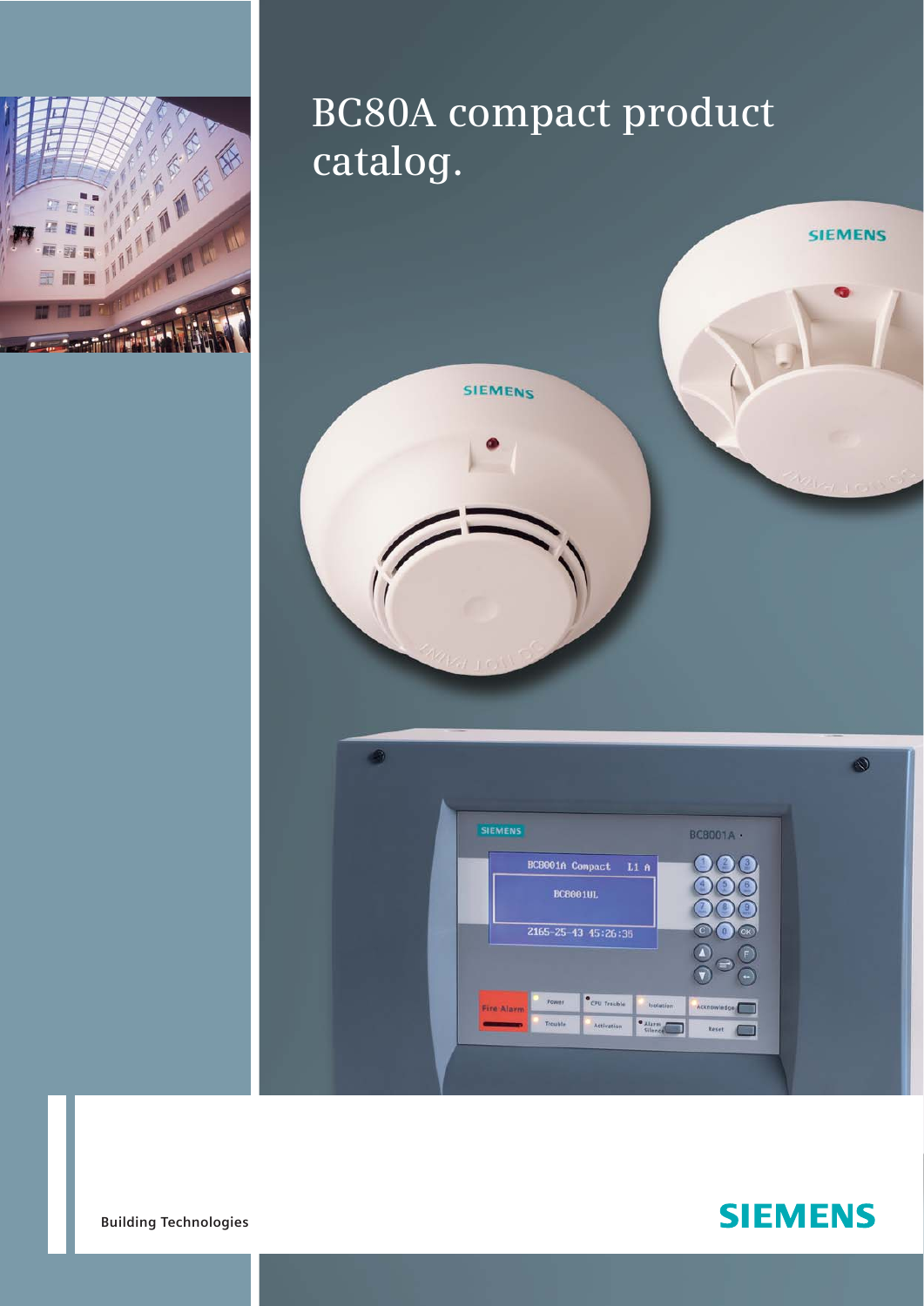# BC80A compact product catalog.

Building Technologies

SIEMENS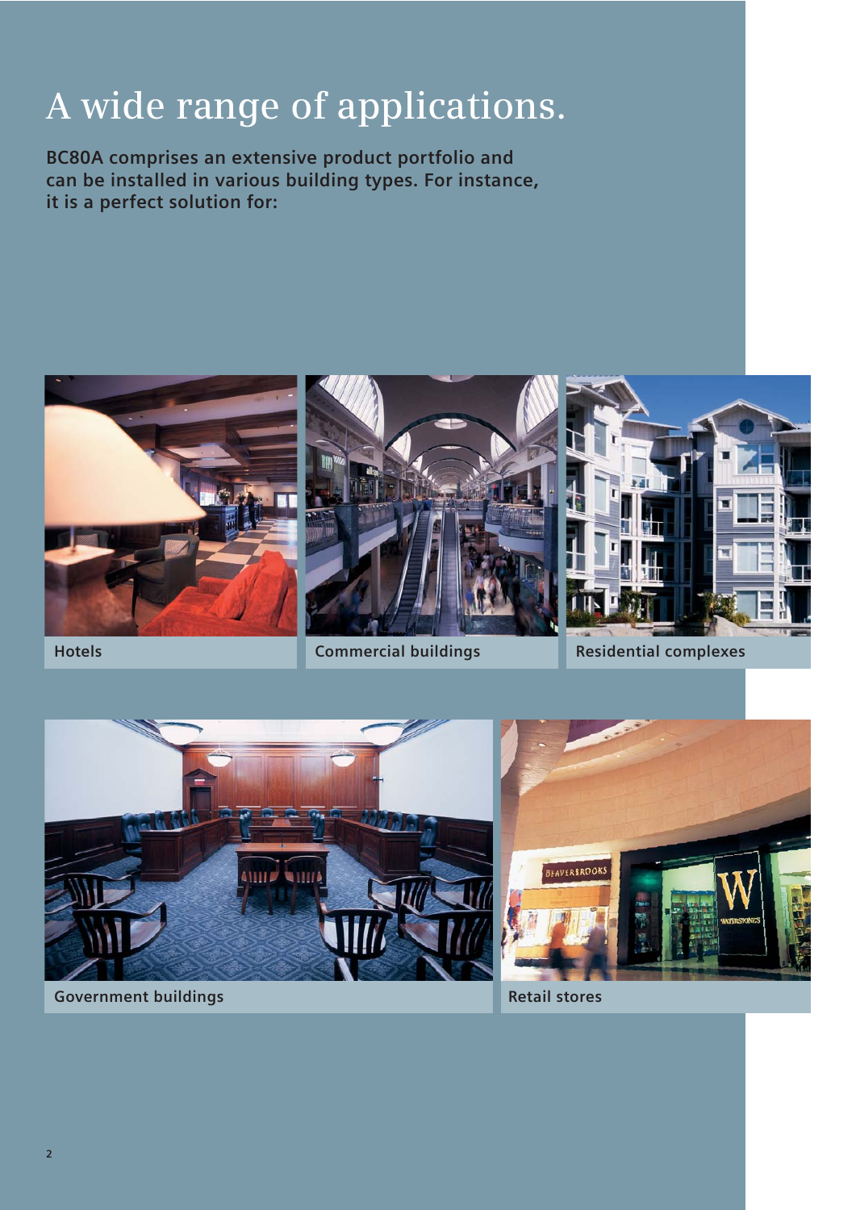# A wide range of applications.

**BC80A comprises an extensive product portfolio and can be installed in various building types. For instance, it is a perfect solution for:**

**Hotels**

**Commercial buildings**

**Residential complexes**

**Government buildings**

**Retail stores**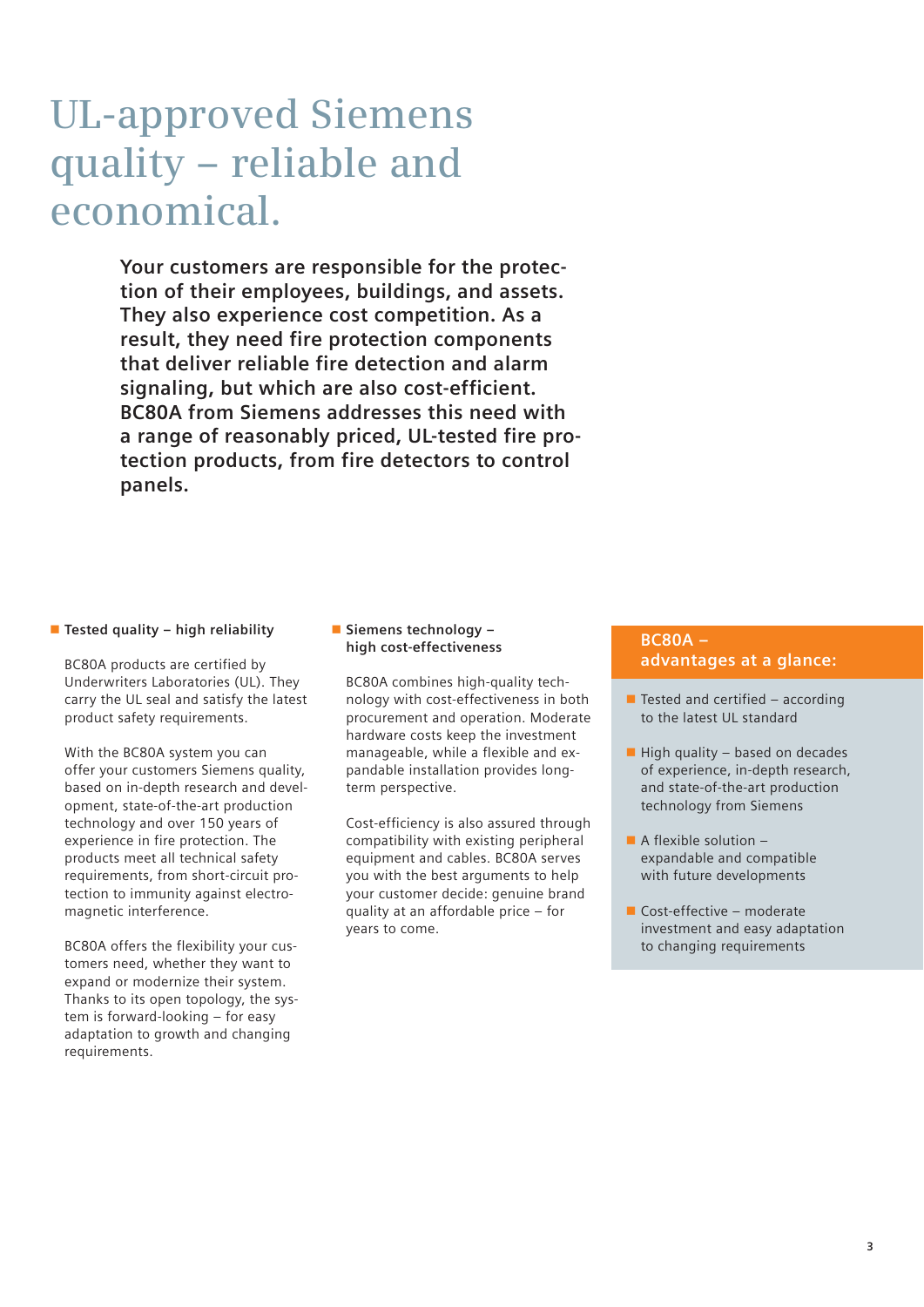# UL-approved Siemens quality – reliable and economical.

**Your customers are responsible for the protection of their employees, buildings, and assets. They also experience cost competition. As a result, they need fire protection components that deliver reliable fire detection and alarm signaling, but which are also cost-efficient. BC80A from Siemens addresses this need with a range of reasonably priced, UL-tested fire protection products, from fire detectors to control panels.**

### Tested quality – high reliability

BC80A products are certified by Underwriters Laboratories (UL). They carry the UL seal and satisfy the latest product safety requirements.

With the BC80A system you can offer your customers Siemens quality, based on in-depth research and development, state-of-the-art production technology and over 150 years of experience in fire protection. The products meet all technical safety requirements, from short-circuit protection to immunity against electromagnetic interference.

BC80A offers the flexibility your customers need, whether they want to expand or modernize their system. Thanks to its open topology, the system is forward-looking – for easy adaptation to growth and changing requirements.

### Siemens technology – high cost-effectiveness

BC80A combines high-quality technology with cost-effectiveness in both procurement and operation. Moderate hardware costs keep the investment manageable, while a flexible and expandable installation provides long-term perspective.

Cost-efficiency is also assured through compatibility with existing peripheral equipment and cables. BC80A serves you with the best arguments to help your customer decide: genuine brand quality at an affordable price – for years to come.

### BC80A – advantages at a glance:

- Tested and certified – according to the latest UL standard
- High quality – based on decades of experience, in-depth research, and state-of-the-art production technology from Siemens
- A flexible solution – expandable and compatible with future developments
- Cost-effective – moderate investment and easy adaptation to changing requirements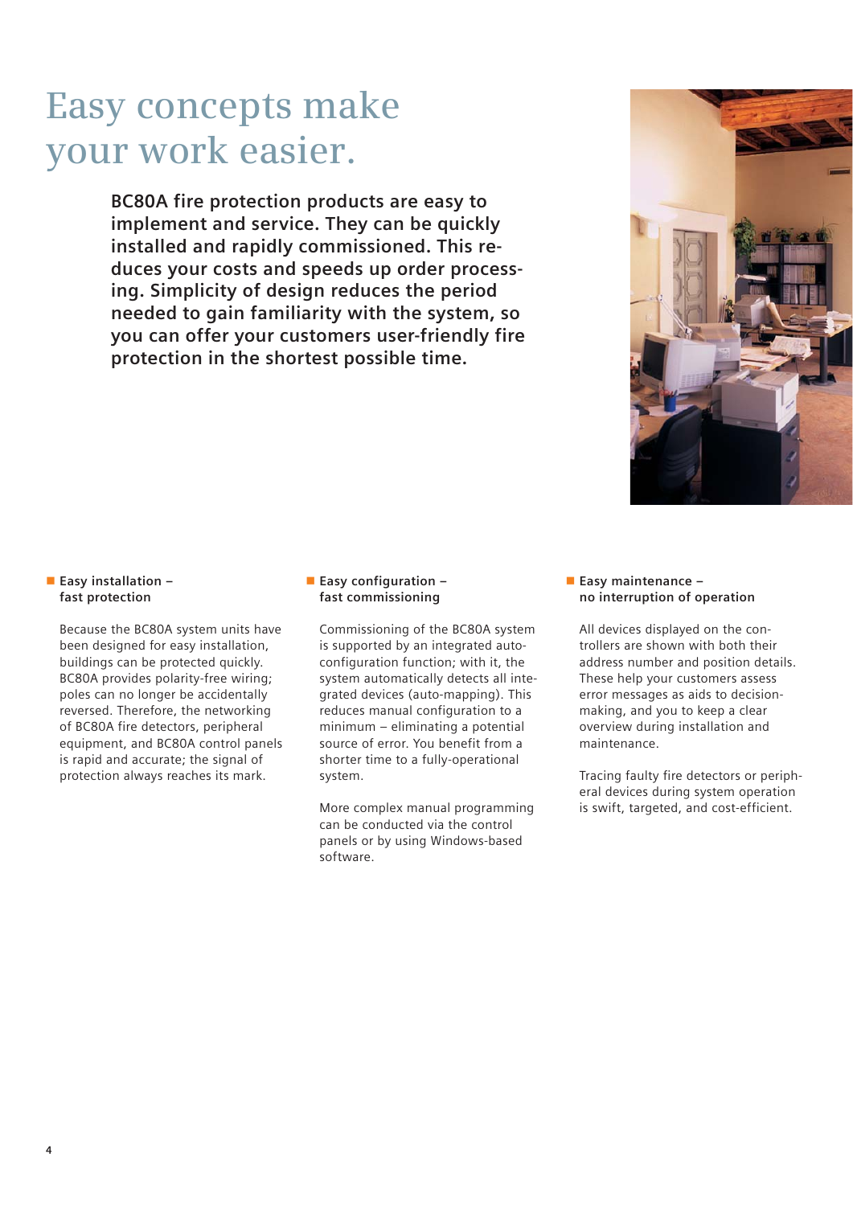# Easy concepts make your work easier.

**BC80A fire protection products are easy to implement and service. They can be quickly installed and rapidly commissioned. This reduces your costs and speeds up order processing. Simplicity of design reduces the period needed to gain familiarity with the system, so you can offer your customers user-friendly fire protection in the shortest possible time.**

### Easy installation – fast protection

Because the BC80A system units have been designed for easy installation, buildings can be protected quickly. BC80A provides polarity-free wiring; poles can no longer be accidentally reversed. Therefore, the networking of BC80A fire detectors, peripheral equipment, and BC80A control panels is rapid and accurate; the signal of protection always reaches its mark.

### Easy configuration – fast commissioning

Commissioning of the BC80A system is supported by an integrated auto-configuration function; with it, the system automatically detects all integrated devices (auto-mapping). This reduces manual configuration to a minimum – eliminating a potential source of error. You benefit from a shorter time to a fully-operational system.

More complex manual programming can be conducted via the control panels or by using Windows-based software.

### Easy maintenance – no interruption of operation

All devices displayed on the controllers are shown with both their address number and position details. These help your customers assess error messages as aids to decision-making, and you to keep a clear overview during installation and maintenance.

Tracing faulty fire detectors or peripheral devices during system operation is swift, targeted, and cost-efficient.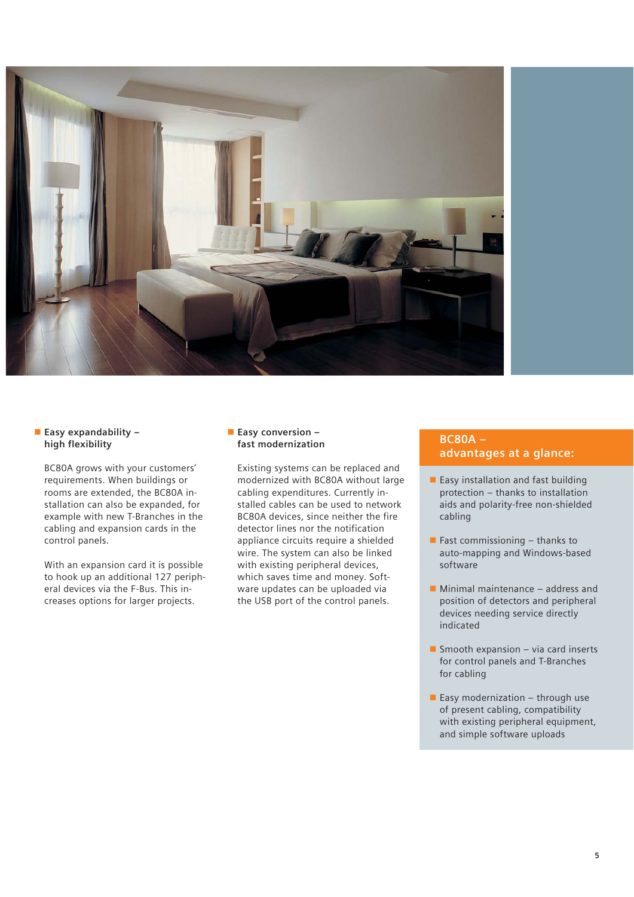### Easy expandability – high flexibility

BC80A grows with your customers' requirements. When buildings or rooms are extended, the BC80A installation can also be expanded, for example with new T-Branches in the cabling and expansion cards in the control panels.

With an expansion card it is possible to hook up an additional 127 peripheral devices via the F-Bus. This increases options for larger projects.

### Easy conversion – fast modernization

Existing systems can be replaced and modernized with BC80A without large cabling expenditures. Currently installed cables can be used to network BC80A devices, since neither the fire detector lines nor the notification appliance circuits require a shielded wire. The system can also be linked with existing peripheral devices, which saves time and money. Software updates can be uploaded via the USB port of the control panels.

## BC80A – advantages at a glance:

- Easy installation and fast building protection – thanks to installation aids and polarity-free non-shielded cabling
- Fast commissioning – thanks to auto-mapping and Windows-based software
- Minimal maintenance – address and position of detectors and peripheral devices needing service directly indicated
- Smooth expansion – via card inserts for control panels and T-Branches for cabling
- Easy modernization – through use of present cabling, compatibility with existing peripheral equipment, and simple software uploads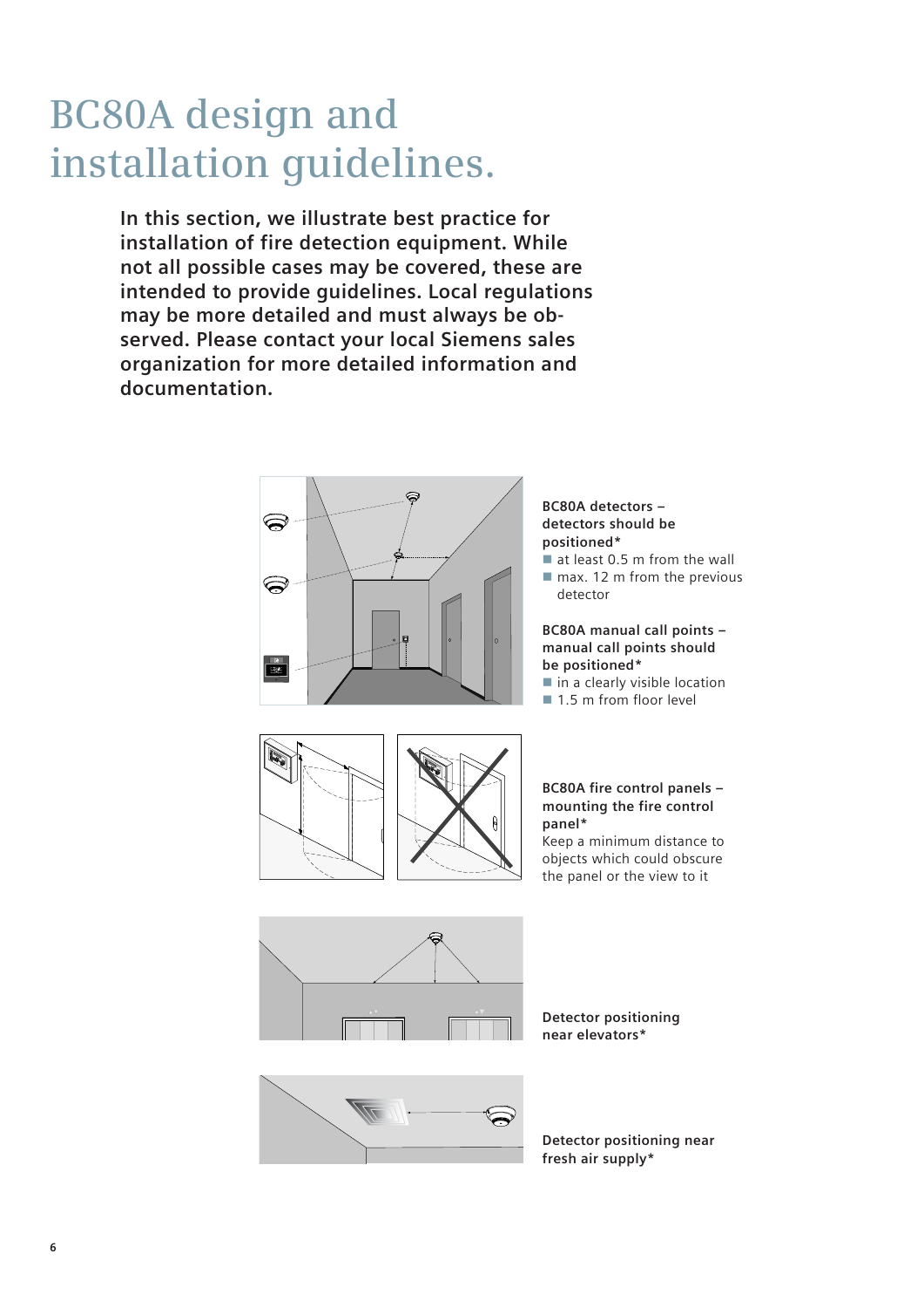# BC80A design and installation guidelines.

**In this section, we illustrate best practice for installation of fire detection equipment. While not all possible cases may be covered, these are intended to provide guidelines. Local regulations may be more detailed and must always be observed. Please contact your local Siemens sales organization for more detailed information and documentation.**

**BC80A detectors – detectors should be positioned***

- at least 0.5 m from the wall
- max. 12 m from the previous detector

**BC80A manual call points – manual call points should be positioned***

- in a clearly visible location
- 1.5 m from floor level

**BC80A fire control panels – mounting the fire control panel***

Keep a minimum distance to objects which could obscure the panel or the view to it

**Detector positioning near elevators***

**Detector positioning near fresh air supply***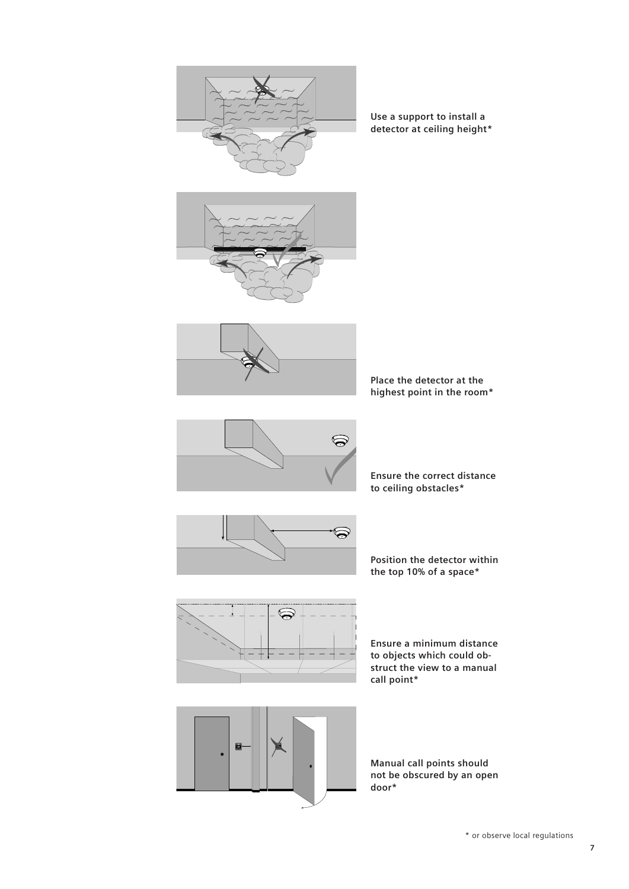Use a support to install a detector at ceiling height*

Place the detector at the highest point in the room*

Ensure the correct distance to ceiling obstacles*

Position the detector within the top 10% of a space*

Ensure a minimum distance to objects which could obstruct the view to a manual call point*

Manual call points should not be obscured by an open door*

* or observe local regulations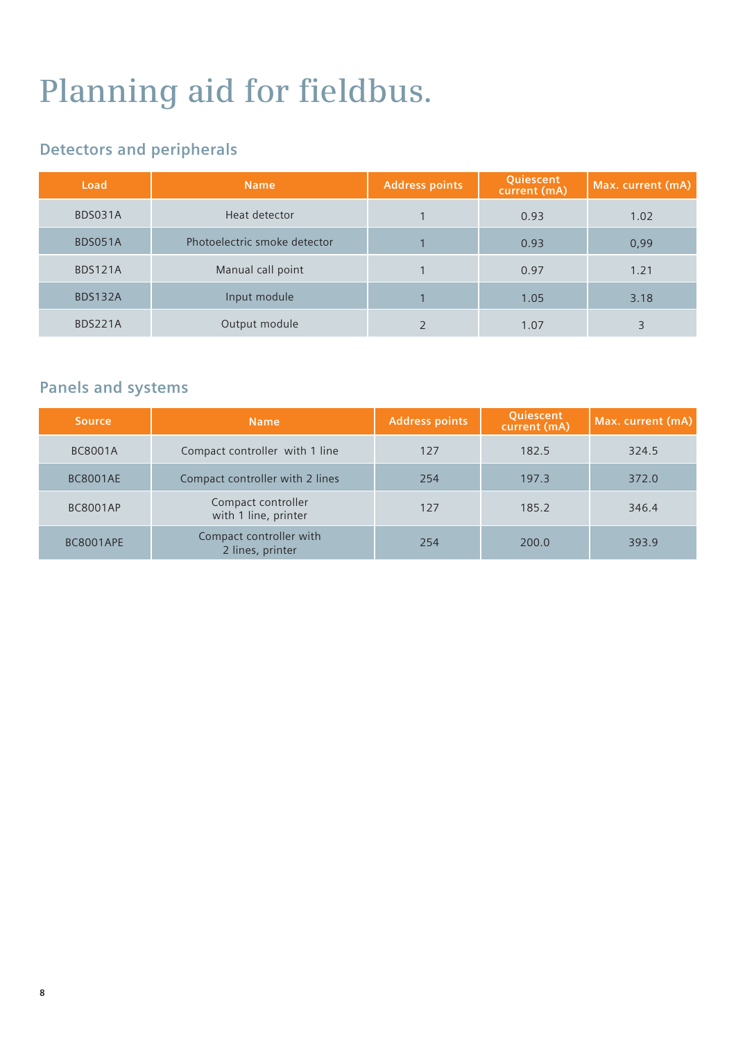# Planning aid for fieldbus.

## Detectors and peripherals

| Load | Name | Address points | Quiescent current (mA) | Max. current (mA) |
|---|---|---|---|---|
| BDS031A | Heat detector | 1 | 0.93 | 1.02 |
| BDS051A | Photoelectric smoke detector | 1 | 0.93 | 0,99 |
| BDS121A | Manual call point | 1 | 0.97 | 1.21 |
| BDS132A | Input module | 1 | 1.05 | 3.18 |
| BDS221A | Output module | 2 | 1.07 | 3 |

## Panels and systems

| Source | Name | Address points | Quiescent current (mA) | Max. current (mA) |
|---|---|---|---|---|
| BC8001A | Compact controller with 1 line | 127 | 182.5 | 324.5 |
| BC8001AE | Compact controller with 2 lines | 254 | 197.3 | 372.0 |
| BC8001AP | Compact controller with 1 line, printer | 127 | 185.2 | 346.4 |
| BC8001APE | Compact controller with 2 lines, printer | 254 | 200.0 | 393.9 |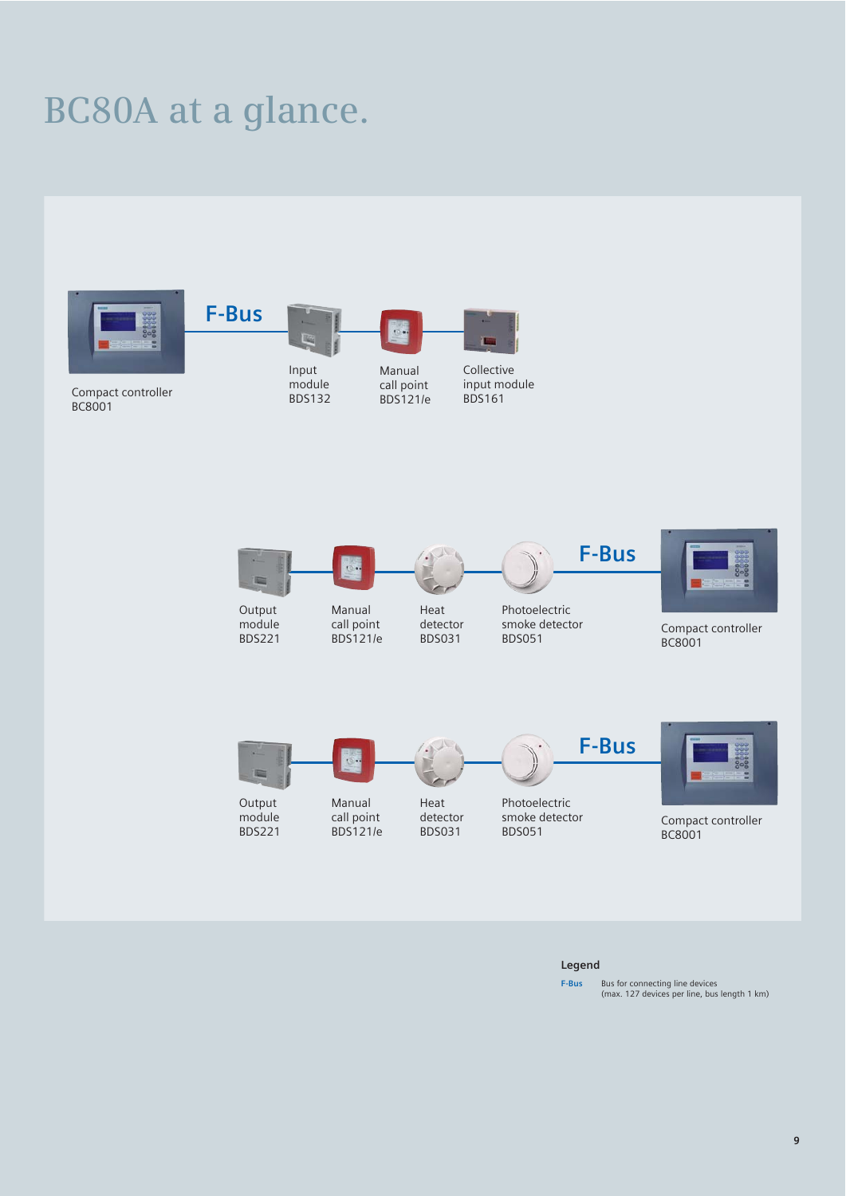# BC80A at a glance.

F-Bus

Compact controller
BC8001

Input module
BDS132

Manual call point
BDS121/e

Collective input module
BDS161

Output module
BDS221

Manual call point
BDS121/e

Heat detector
BDS031

Photoelectric smoke detector
BDS051

F-Bus

Compact controller
BC8001

Output module
BDS221

Manual call point
BDS121/e

Heat detector
BDS031

Photoelectric smoke detector
BDS051

F-Bus

Compact controller
BC8001

**Legend**

| | |
|---|---|
| F-Bus | Bus for connecting line devices (max. 127 devices per line, bus length 1 km) |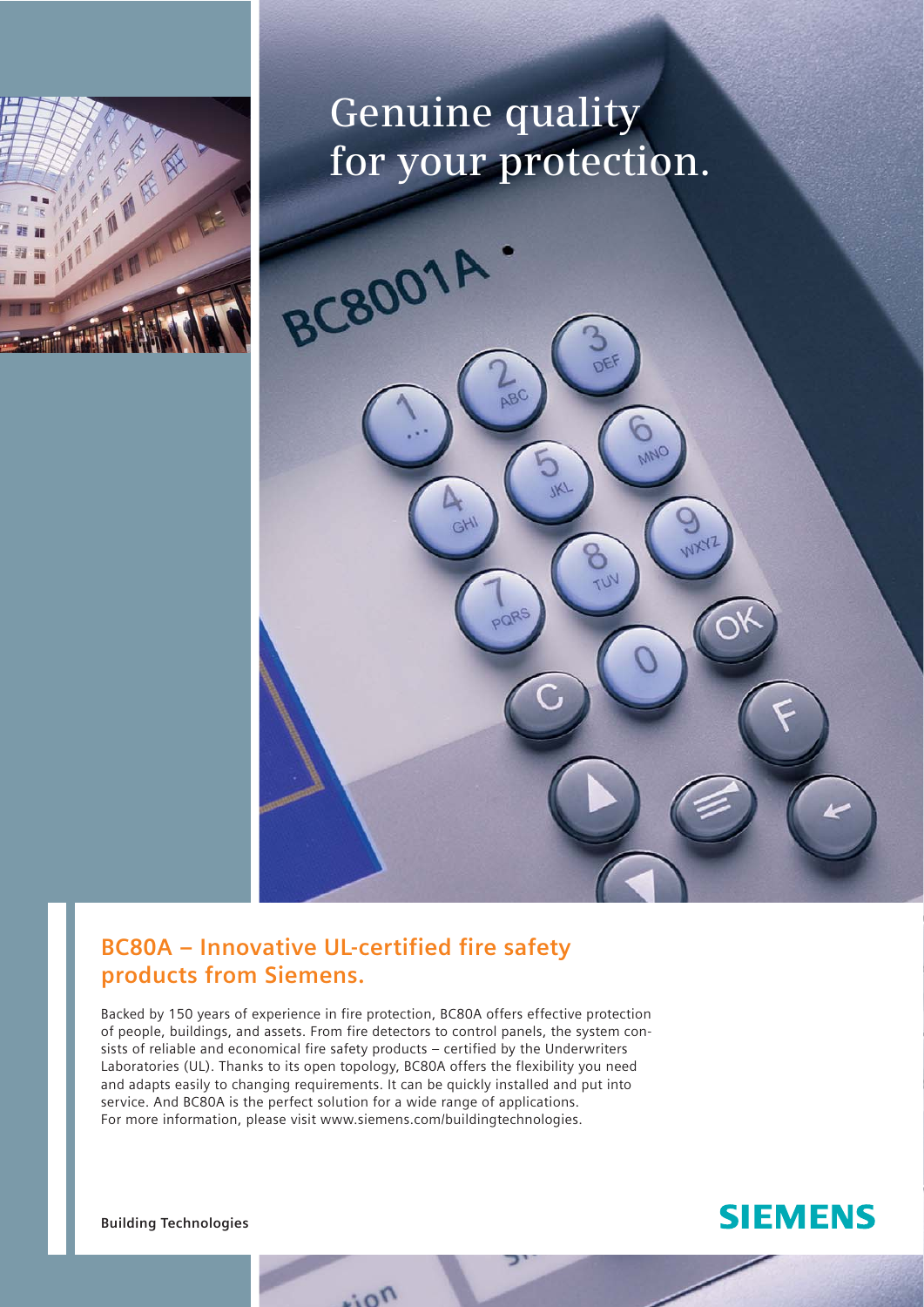# Genuine quality for your protection.

## BC80A – Innovative UL-certified fire safety products from Siemens.

Backed by 150 years of experience in fire protection, BC80A offers effective protection of people, buildings, and assets. From fire detectors to control panels, the system consists of reliable and economical fire safety products – certified by the Underwriters Laboratories (UL). Thanks to its open topology, BC80A offers the flexibility you need and adapts easily to changing requirements. It can be quickly installed and put into service. And BC80A is the perfect solution for a wide range of applications. For more information, please visit www.siemens.com/buildingtechnologies.

**Building Technologies**

**SIEMENS**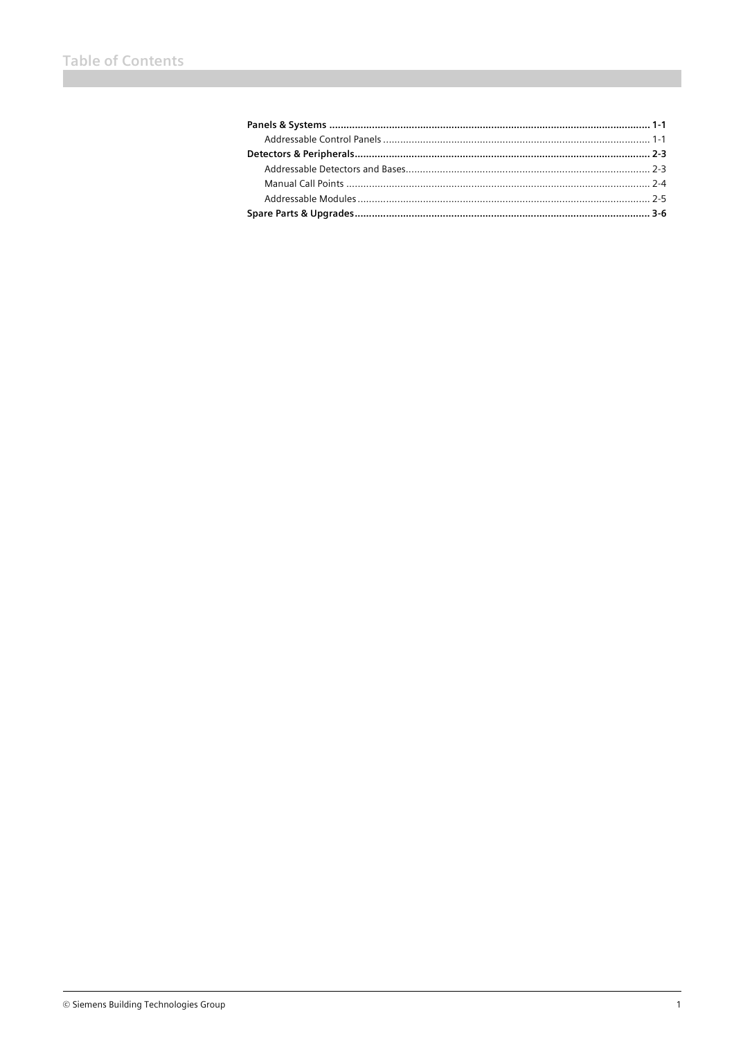# Table of Contents

**Panels & Systems** ............................................................................................................... **1-1**

Addressable Control Panels ............................................................................................. 1-1

**Detectors & Peripherals**....................................................................................................... **2-3**

Addressable Detectors and Bases..................................................................................... 2-3

Manual Call Points .......................................................................................................... 2-4

Addressable Modules ....................................................................................................... 2-5

**Spare Parts & Upgrades**...................................................................................................... **3-6**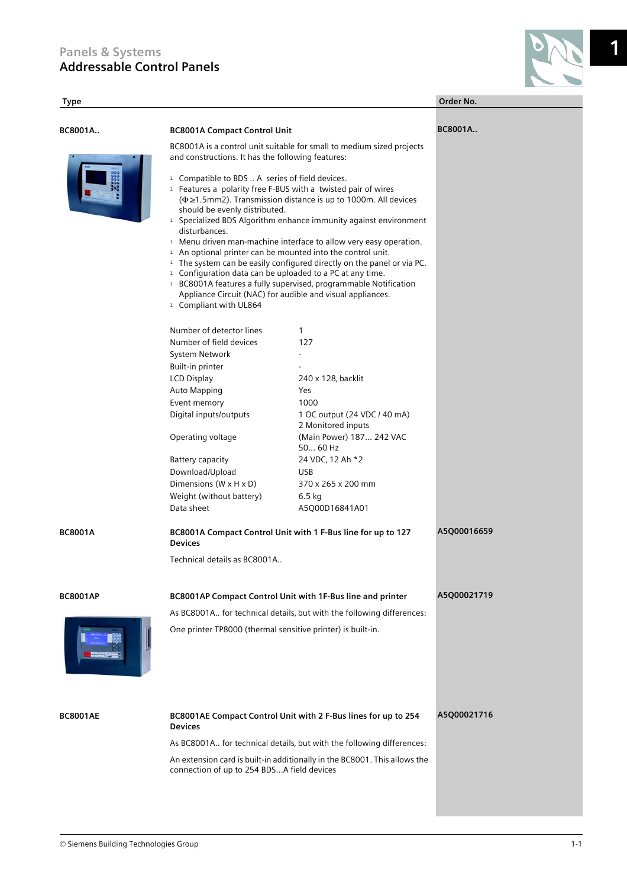Panels & Systems

# Addressable Control Panels

| Type | | Order No. |
|---|---|---|
| **BC8001A..** | **BC8001A Compact Control Unit** | **BC8001A..** |

BC8001A is a control unit suitable for small to medium sized projects and constructions. It has the following features:

- Compatible to BDS .. A series of field devices.
- Features a polarity free F-BUS with a twisted pair of wires (Φ≥1.5mm2). Transmission distance is up to 1000m. All devices should be evenly distributed.
- Specialized BDS Algorithm enhance immunity against environment disturbances.
- Menu driven man-machine interface to allow very easy operation.
- An optional printer can be mounted into the control unit.
- The system can be easily configured directly on the panel or via PC.
- Configuration data can be uploaded to a PC at any time.
- BC8001A features a fully supervised, programmable Notification Appliance Circuit (NAC) for audible and visual appliances.
- Compliant with UL864

| | |
|---|---|
| Number of detector lines | 1 |
| Number of field devices | 127 |
| System Network | - |
| Built-in printer | - |
| LCD Display | 240 x 128, backlit |
| Auto Mapping | Yes |
| Event memory | 1000 |
| Digital inputs/outputs | 1 OC output (24 VDC / 40 mA)<br>2 Monitored inputs |
| Operating voltage | (Main Power) 187... 242 VAC<br>50... 60 Hz |
| Battery capacity | 24 VDC, 12 Ah *2 |
| Download/Upload | USB |
| Dimensions (W x H x D) | 370 x 265 x 200 mm |
| Weight (without battery) | 6.5 kg |
| Data sheet | A5Q00D16841A01 |

**BC8001A** — **BC8001A Compact Control Unit with 1 F-Bus line for up to 127 Devices** — Order No. **A5Q00016659**

Technical details as BC8001A..

**BC8001AP** — **BC8001AP Compact Control Unit with 1F-Bus line and printer** — Order No. **A5Q00021719**

As BC8001A.. for technical details, but with the following differences:

One printer TP8000 (thermal sensitive printer) is built-in.

**BC8001AE** — **BC8001AE Compact Control Unit with 2 F-Bus lines for up to 254 Devices** — Order No. **A5Q00021716**

As BC8001A.. for technical details, but with the following differences:

An extension card is built-in additionally in the BC8001. This allows the connection of up to 254 BDS...A field devices

© Siemens Building Technologies Group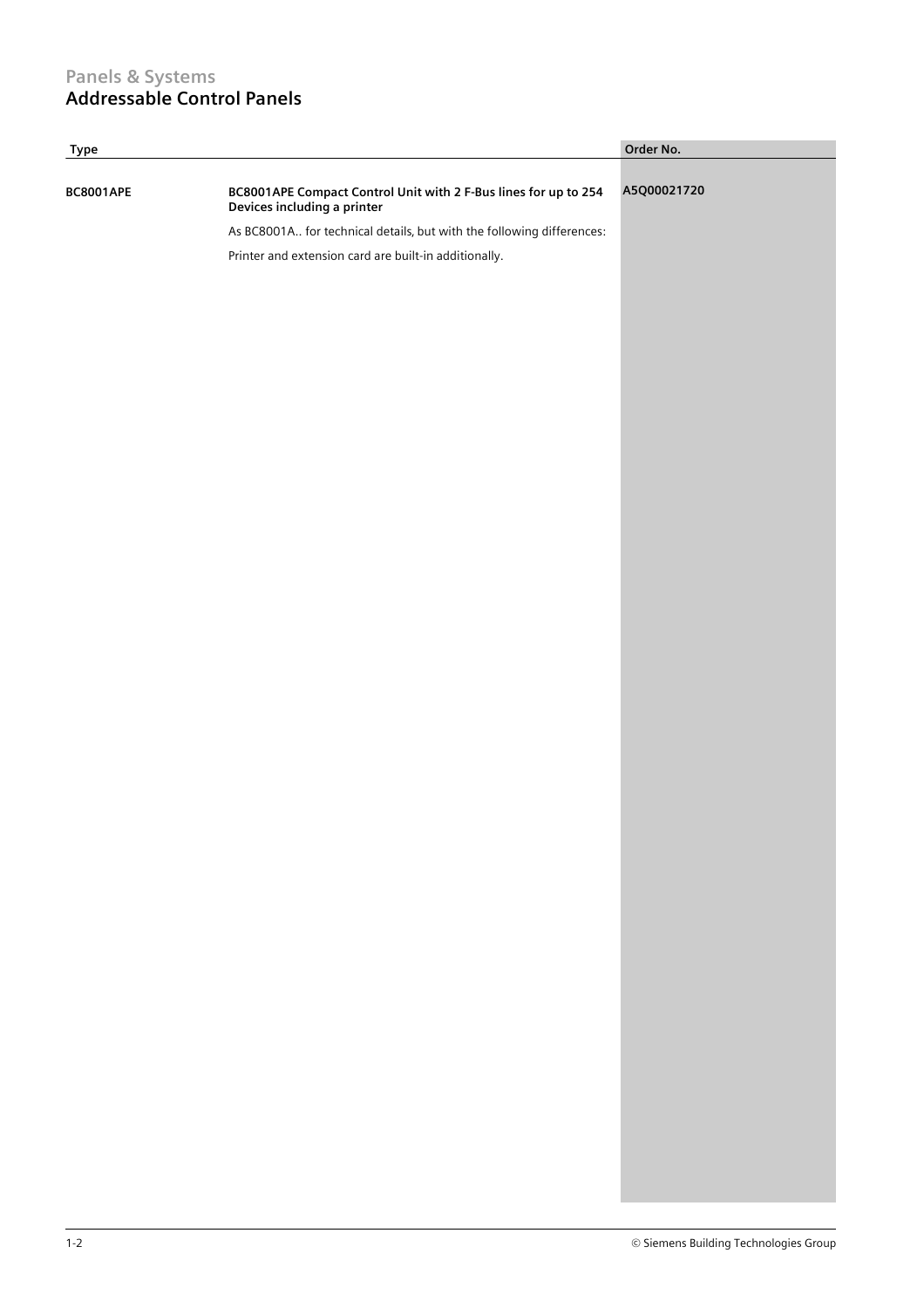## Panels & Systems
# Addressable Control Panels

| Type | | Order No. |
|---|---|---|
| **BC8001APE** | **BC8001APE Compact Control Unit with 2 F-Bus lines for up to 254 Devices including a printer**<br><br>As BC8001A.. for technical details, but with the following differences:<br><br>Printer and extension card are built-in additionally. | **A5Q00021720** |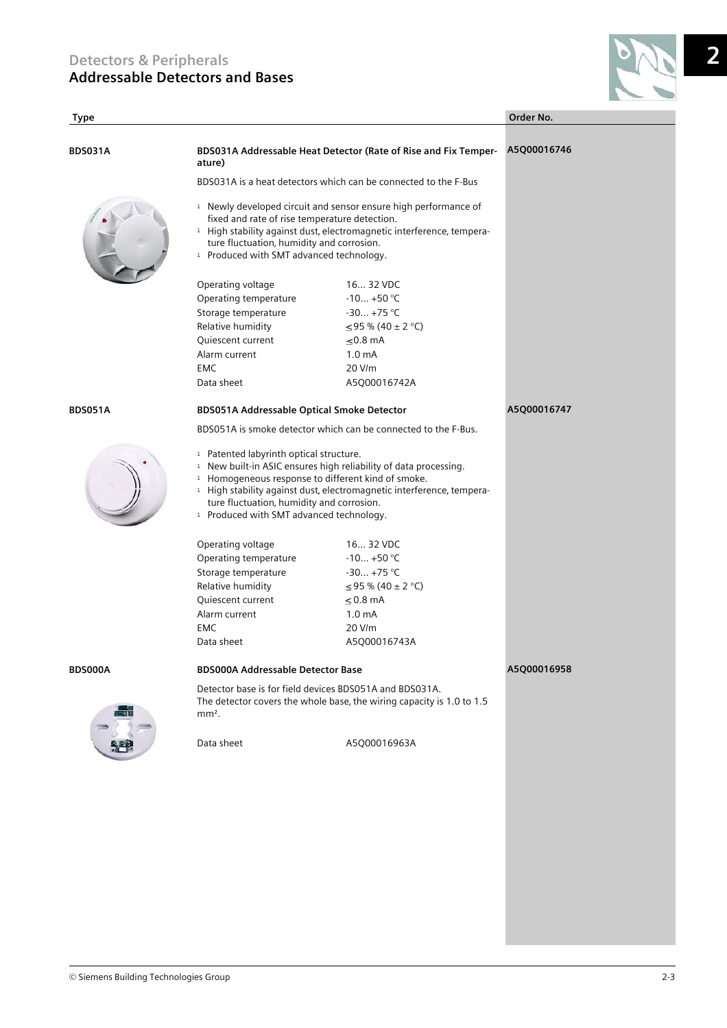# Detectors & Peripherals
## Addressable Detectors and Bases

| Type | | Order No. |
|---|---|---|
| **BDS031A** | **BDS031A Addressable Heat Detector (Rate of Rise and Fix Temperature)** | **A5Q00016746** |

BDS031A is a heat detectors which can be connected to the F-Bus

- Newly developed circuit and sensor ensure high performance of fixed and rate of rise temperature detection.
- High stability against dust, electromagnetic interference, temperature fluctuation, humidity and corrosion.
- Produced with SMT advanced technology.

| | |
|---|---|
| Operating voltage | 16... 32 VDC |
| Operating temperature | -10... +50 °C |
| Storage temperature | -30... +75 °C |
| Relative humidity | ≤ 95 % (40 ± 2 °C) |
| Quiescent current | ≤ 0.8 mA |
| Alarm current | 1.0 mA |
| EMC | 20 V/m |
| Data sheet | A5Q00016742A |

| Type | | Order No. |
|---|---|---|
| **BDS051A** | **BDS051A Addressable Optical Smoke Detector** | **A5Q00016747** |

BDS051A is smoke detector which can be connected to the F-Bus.

- Patented labyrinth optical structure.
- New built-in ASIC ensures high reliability of data processing.
- Homogeneous response to different kind of smoke.
- High stability against dust, electromagnetic interference, temperature fluctuation, humidity and corrosion.
- Produced with SMT advanced technology.

| | |
|---|---|
| Operating voltage | 16... 32 VDC |
| Operating temperature | -10... +50 °C |
| Storage temperature | -30... +75 °C |
| Relative humidity | ≤ 95 % (40 ± 2 °C) |
| Quiescent current | ≤ 0.8 mA |
| Alarm current | 1.0 mA |
| EMC | 20 V/m |
| Data sheet | A5Q00016743A |

| Type | | Order No. |
|---|---|---|
| **BDS000A** | **BDS000A Addressable Detector Base** | **A5Q00016958** |

Detector base is for field devices BDS051A and BDS031A.
The detector covers the whole base, the wiring capacity is 1.0 to 1.5 mm².

| | |
|---|---|
| Data sheet | A5Q00016963A |

© Siemens Building Technologies Group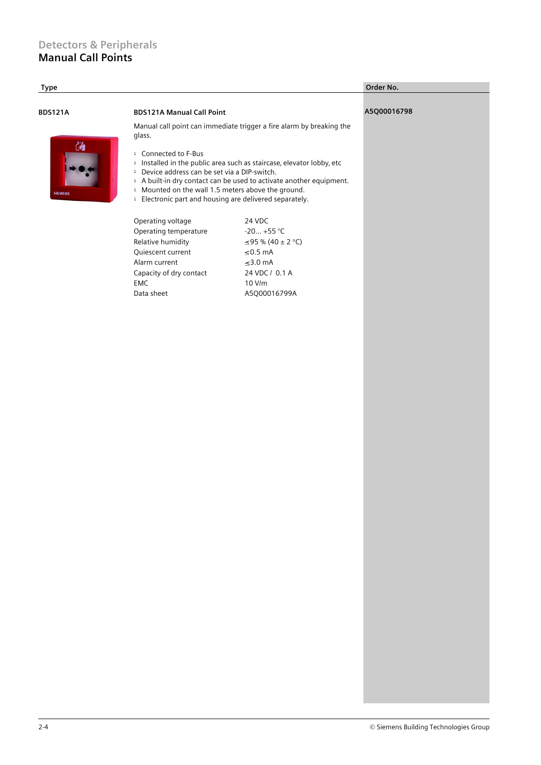# Detectors & Peripherals
## Manual Call Points

| Type | | Order No. |
|---|---|---|
| **BDS121A** | **BDS121A Manual Call Point** | **A5Q00016798** |

Manual call point can immediate trigger a fire alarm by breaking the glass.

- Connected to F-Bus
- Installed in the public area such as staircase, elevator lobby, etc
- Device address can be set via a DIP-switch.
- A built-in dry contact can be used to activate another equipment.
- Mounted on the wall 1.5 meters above the ground.
- Electronic part and housing are delivered separately.

| | |
|---|---|
| Operating voltage | 24 VDC |
| Operating temperature | -20... +55 °C |
| Relative humidity | ≤95 % (40 ± 2 °C) |
| Quiescent current | ≤0.5 mA |
| Alarm current | ≤3.0 mA |
| Capacity of dry contact | 24 VDC / 0.1 A |
| EMC | 10 V/m |
| Data sheet | A5Q00016799A |

© Siemens Building Technologies Group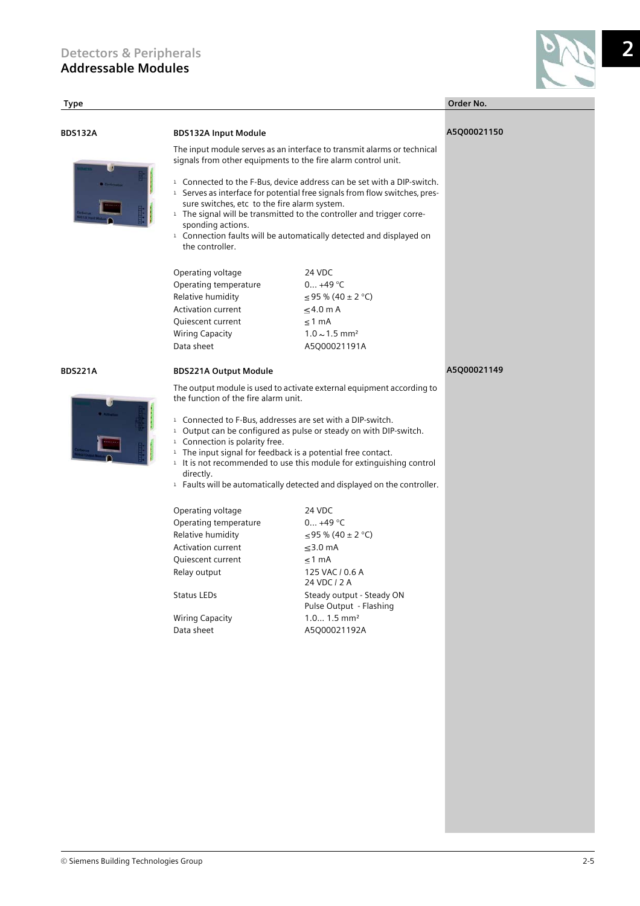# Detectors & Peripherals
## Addressable Modules

| Type | | Order No. |
|---|---|---|
| **BDS132A** | **BDS132A Input Module** | **A5Q00021150** |

The input module serves as an interface to transmit alarms or technical signals from other equipments to the fire alarm control unit.

- Connected to the F-Bus, device address can be set with a DIP-switch.
- Serves as interface for potential free signals from flow switches, pressure switches, etc to the fire alarm system.
- The signal will be transmitted to the controller and trigger corresponding actions.
- Connection faults will be automatically detected and displayed on the controller.

| | |
|---|---|
| Operating voltage | 24 VDC |
| Operating temperature | 0... +49 °C |
| Relative humidity | ≤ 95 % (40 ± 2 °C) |
| Activation current | ≤ 4.0 m A |
| Quiescent current | ≤ 1 mA |
| Wiring Capacity | 1.0 ~ 1.5 mm² |
| Data sheet | A5Q00021191A |

| Type | | Order No. |
|---|---|---|
| **BDS221A** | **BDS221A Output Module** | **A5Q00021149** |

The output module is used to activate external equipment according to the function of the fire alarm unit.

- Connected to F-Bus, addresses are set with a DIP-switch.
- Output can be configured as pulse or steady on with DIP-switch.
- Connection is polarity free.
- The input signal for feedback is a potential free contact.
- It is not recommended to use this module for extinguishing control directly.
- Faults will be automatically detected and displayed on the controller.

| | |
|---|---|
| Operating voltage | 24 VDC |
| Operating temperature | 0... +49 °C |
| Relative humidity | ≤ 95 % (40 ± 2 °C) |
| Activation current | ≤ 3.0 mA |
| Quiescent current | ≤ 1 mA |
| Relay output | 125 VAC / 0.6 A<br>24 VDC / 2 A |
| Status LEDs | Steady output - Steady ON<br>Pulse Output - Flashing |
| Wiring Capacity | 1.0... 1.5 mm² |
| Data sheet | A5Q00021192A |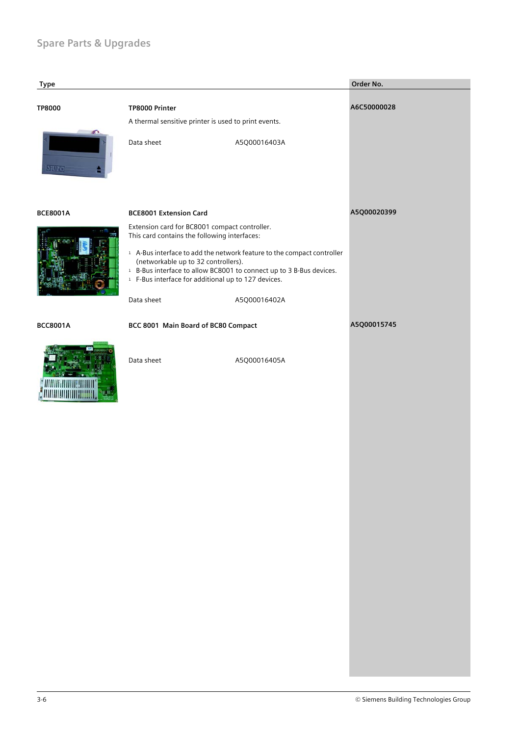## Spare Parts & Upgrades

| Type | | | Order No. |
|---|---|---|---|
| **TP8000** | **TP8000 Printer** | | **A6C50000028** |
| | A thermal sensitive printer is used to print events. | | |
| | Data sheet | A5Q00016403A | |
| **BCE8001A** | **BCE8001 Extension Card** | | **A5Q00020399** |
| | Extension card for BC8001 compact controller.<br>This card contains the following interfaces:<br>- A-Bus interface to add the network feature to the compact controller (networkable up to 32 controllers).<br>- B-Bus interface to allow BC8001 to connect up to 3 B-Bus devices.<br>- F-Bus interface for additional up to 127 devices. | | |
| | Data sheet | A5Q00016402A | |
| **BCC8001A** | **BCC 8001 Main Board of BC80 Compact** | | **A5Q00015745** |
| | Data sheet | A5Q00016405A | |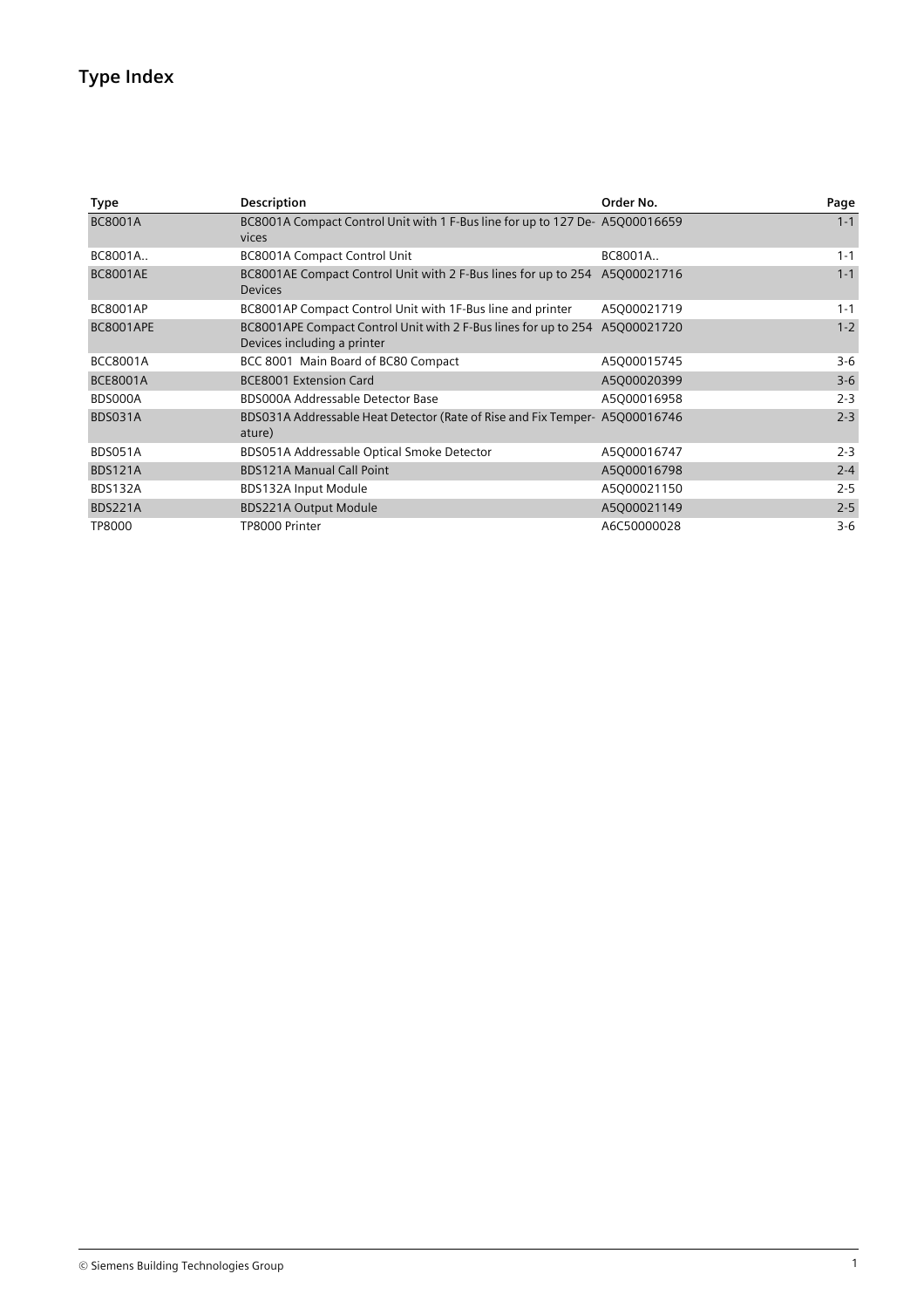# Type Index

| Type | Description | Order No. | Page |
|---|---|---|---|
| BC8001A | BC8001A Compact Control Unit with 1 F-Bus line for up to 127 Devices | A5Q00016659 | 1-1 |
| BC8001A.. | BC8001A Compact Control Unit | BC8001A.. | 1-1 |
| BC8001AE | BC8001AE Compact Control Unit with 2 F-Bus lines for up to 254 Devices | A5Q00021716 | 1-1 |
| BC8001AP | BC8001AP Compact Control Unit with 1F-Bus line and printer | A5Q00021719 | 1-1 |
| BC8001APE | BC8001APE Compact Control Unit with 2 F-Bus lines for up to 254 Devices including a printer | A5Q00021720 | 1-2 |
| BCC8001A | BCC 8001 Main Board of BC80 Compact | A5Q00015745 | 3-6 |
| BCE8001A | BCE8001 Extension Card | A5Q00020399 | 3-6 |
| BDS000A | BDS000A Addressable Detector Base | A5Q00016958 | 2-3 |
| BDS031A | BDS031A Addressable Heat Detector (Rate of Rise and Fix Temperature) | A5Q00016746 | 2-3 |
| BDS051A | BDS051A Addressable Optical Smoke Detector | A5Q00016747 | 2-3 |
| BDS121A | BDS121A Manual Call Point | A5Q00016798 | 2-4 |
| BDS132A | BDS132A Input Module | A5Q00021150 | 2-5 |
| BDS221A | BDS221A Output Module | A5Q00021149 | 2-5 |
| TP8000 | TP8000 Printer | A6C50000028 | 3-6 |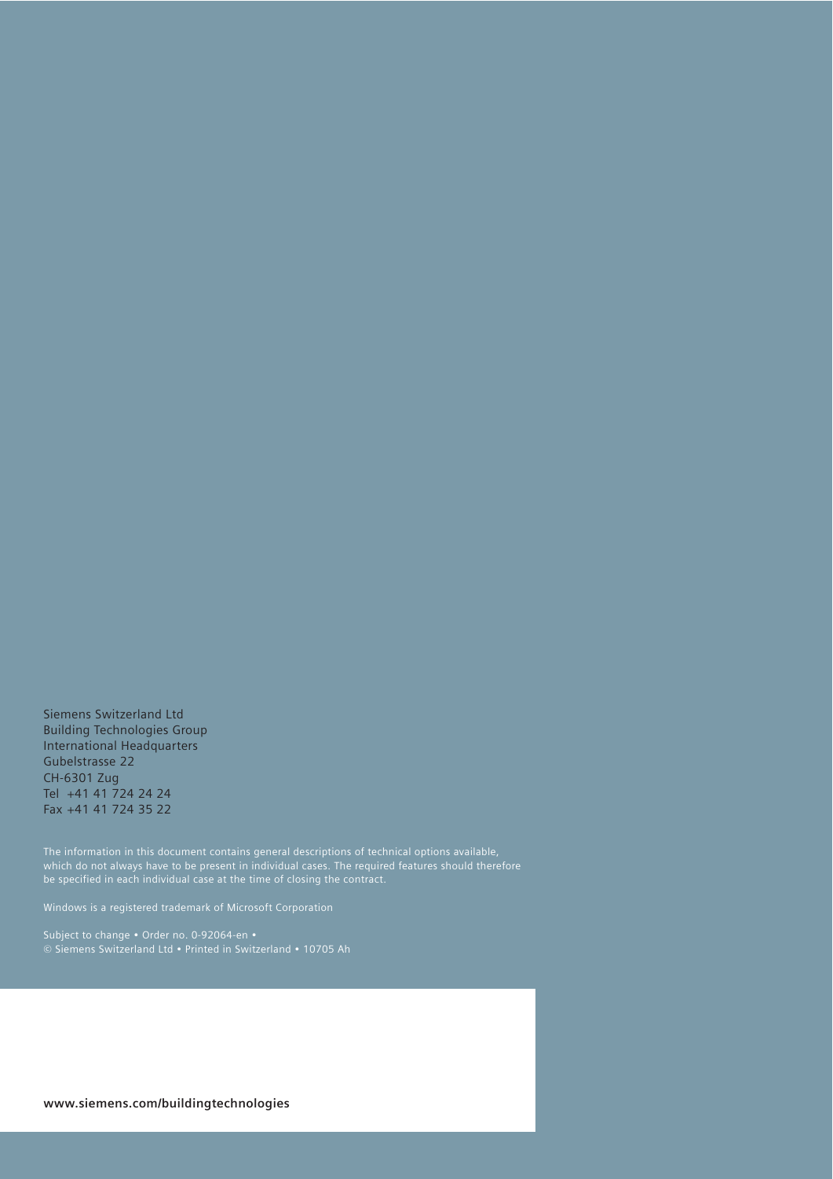Siemens Switzerland Ltd
Building Technologies Group
International Headquarters
Gubelstrasse 22
CH-6301 Zug
Tel +41 41 724 24 24
Fax +41 41 724 35 22

The information in this document contains general descriptions of technical options available, which do not always have to be present in individual cases. The required features should therefore be specified in each individual case at the time of closing the contract.

Windows is a registered trademark of Microsoft Corporation

Subject to change • Order no. 0-92064-en •
© Siemens Switzerland Ltd • Printed in Switzerland • 10705 Ah

**www.siemens.com/buildingtechnologies**